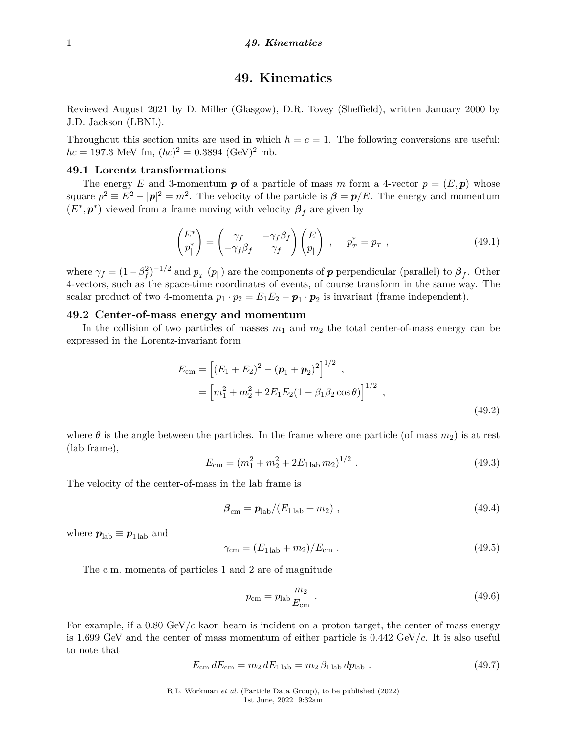# 49. Kinematics

Reviewed August 2021 by D. Miller (Glasgow), D.R. Tovey (Sheffield), written January 2000 by J.D. Jackson (LBNL).

Throughout this section units are used in which $\hbar = c = 1$. The following conversions are useful: $\hbar c = 197.3$ MeV fm, $(\hbar c)^2 = 0.3894$ (GeV)$^2$ mb.

## 49.1 Lorentz transformations

The energy $E$ and 3-momentum $\boldsymbol{p}$ of a particle of mass $m$ form a 4-vector $p = (E, \boldsymbol{p})$ whose square $p^2 \equiv E^2 - |\boldsymbol{p}|^2 = m^2$. The velocity of the particle is $\boldsymbol{\beta} = \boldsymbol{p}/E$. The energy and momentum $(E^*, \boldsymbol{p}^*)$ viewed from a frame moving with velocity $\boldsymbol{\beta}_f$ are given by

$$\begin{pmatrix} E^* \\ p_\parallel^* \end{pmatrix} = \begin{pmatrix} \gamma_f & -\gamma_f \beta_f \\ -\gamma_f \beta_f & \gamma_f \end{pmatrix} \begin{pmatrix} E \\ p_\parallel \end{pmatrix} , \quad p_T^* = p_T , \tag{49.1}$$

where $\gamma_f = (1 - \beta_f^2)^{-1/2}$ and $p_T$ ($p_\parallel$) are the components of $\boldsymbol{p}$ perpendicular (parallel) to $\boldsymbol{\beta}_f$. Other 4-vectors, such as the space-time coordinates of events, of course transform in the same way. The scalar product of two 4-momenta $p_1 \cdot p_2 = E_1 E_2 - \boldsymbol{p}_1 \cdot \boldsymbol{p}_2$ is invariant (frame independent).

## 49.2 Center-of-mass energy and momentum

In the collision of two particles of masses $m_1$ and $m_2$ the total center-of-mass energy can be expressed in the Lorentz-invariant form

$$\begin{aligned} E_{\rm cm} &= \Big[ (E_1 + E_2)^2 - (\boldsymbol{p}_1 + \boldsymbol{p}_2)^2 \Big]^{1/2} , \\ &= \Big[ m_1^2 + m_2^2 + 2E_1 E_2 (1 - \beta_1 \beta_2 \cos\theta) \Big]^{1/2} , \end{aligned} \tag{49.2}$$

where $\theta$ is the angle between the particles. In the frame where one particle (of mass $m_2$) is at rest (lab frame),

$$E_{\rm cm} = (m_1^2 + m_2^2 + 2E_{1\,\rm lab}\, m_2)^{1/2} . \tag{49.3}$$

The velocity of the center-of-mass in the lab frame is

$$\boldsymbol{\beta}_{\rm cm} = \boldsymbol{p}_{\rm lab} / (E_{1\,\rm lab} + m_2) , \tag{49.4}$$

where $\boldsymbol{p}_{\rm lab} \equiv \boldsymbol{p}_{1\,\rm lab}$ and

$$\gamma_{\rm cm} = (E_{1\,\rm lab} + m_2)/E_{\rm cm} . \tag{49.5}$$

The c.m. momenta of particles 1 and 2 are of magnitude

$$p_{\rm cm} = p_{\rm lab} \frac{m_2}{E_{\rm cm}} . \tag{49.6}$$

For example, if a 0.80 GeV/$c$ kaon beam is incident on a proton target, the center of mass energy is 1.699 GeV and the center of mass momentum of either particle is 0.442 GeV/$c$. It is also useful to note that

$$E_{\rm cm}\, dE_{\rm cm} = m_2\, dE_{1\,\rm lab} = m_2\, \beta_{1\,\rm lab}\, dp_{\rm lab} . \tag{49.7}$$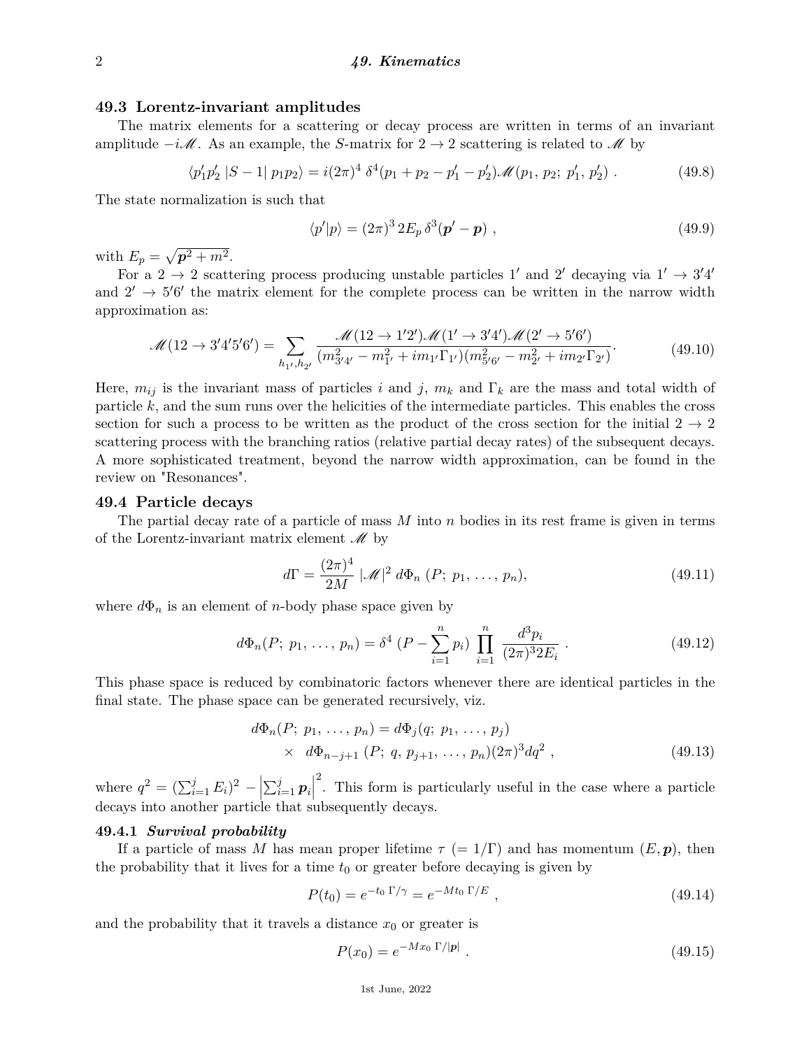## 49.3 Lorentz-invariant amplitudes

The matrix elements for a scattering or decay process are written in terms of an invariant amplitude $-i\mathscr{M}$. As an example, the $S$-matrix for $2 \to 2$ scattering is related to $\mathscr{M}$ by

$$\langle p_1' p_2' \, |S - 1| \, p_1 p_2 \rangle = i(2\pi)^4 \, \delta^4(p_1 + p_2 - p_1' - p_2') \mathscr{M}(p_1, \, p_2; \, p_1', \, p_2') \; . \tag{49.8}$$

The state normalization is such that

$$\langle p' | p \rangle = (2\pi)^3 \, 2E_p \, \delta^3(\boldsymbol{p}' - \boldsymbol{p}) \; , \tag{49.9}$$

with $E_p = \sqrt{\boldsymbol{p}^2 + m^2}$.

For a $2 \to 2$ scattering process producing unstable particles $1'$ and $2'$ decaying via $1' \to 3'4'$ and $2' \to 5'6'$ the matrix element for the complete process can be written in the narrow width approximation as:

$$\mathscr{M}(12 \to 3'4'5'6') = \sum_{h_{1'}, h_{2'}} \frac{\mathscr{M}(12 \to 1'2')\mathscr{M}(1' \to 3'4')\mathscr{M}(2' \to 5'6')}{(m_{3'4'}^2 - m_{1'}^2 + i m_{1'}\Gamma_{1'})(m_{5'6'}^2 - m_{2'}^2 + i m_{2'}\Gamma_{2'})}. \tag{49.10}$$

Here, $m_{ij}$ is the invariant mass of particles $i$ and $j$, $m_k$ and $\Gamma_k$ are the mass and total width of particle $k$, and the sum runs over the helicities of the intermediate particles. This enables the cross section for such a process to be written as the product of the cross section for the initial $2 \to 2$ scattering process with the branching ratios (relative partial decay rates) of the subsequent decays. A more sophisticated treatment, beyond the narrow width approximation, can be found in the review on "Resonances".

## 49.4 Particle decays

The partial decay rate of a particle of mass $M$ into $n$ bodies in its rest frame is given in terms of the Lorentz-invariant matrix element $\mathscr{M}$ by

$$d\Gamma = \frac{(2\pi)^4}{2M} \, |\mathscr{M}|^2 \, d\Phi_n \, (P; \, p_1, \, \ldots, \, p_n), \tag{49.11}$$

where $d\Phi_n$ is an element of $n$-body phase space given by

$$d\Phi_n(P; \, p_1, \, \ldots, \, p_n) = \delta^4 \, (P - \sum_{i=1}^{n} p_i) \, \prod_{i=1}^{n} \, \frac{d^3 p_i}{(2\pi)^3 2E_i} \; . \tag{49.12}$$

This phase space is reduced by combinatoric factors whenever there are identical particles in the final state. The phase space can be generated recursively, viz.

$$\begin{aligned} d\Phi_n(P; \, p_1, \, \ldots, \, p_n) &= d\Phi_j(q; \, p_1, \, \ldots, \, p_j) \\ &\times \;\; d\Phi_{n-j+1} \, (P; \, q, \, p_{j+1}, \, \ldots, \, p_n)(2\pi)^3 dq^2 \; , \end{aligned} \tag{49.13}$$

where $q^2 = (\sum_{i=1}^{j} E_i)^2 - \left| \sum_{i=1}^{j} \boldsymbol{p}_i \right|^2$. This form is particularly useful in the case where a particle decays into another particle that subsequently decays.

### 49.4.1 *Survival probability*

If a particle of mass $M$ has mean proper lifetime $\tau$ $(= 1/\Gamma)$ and has momentum $(E, \boldsymbol{p})$, then the probability that it lives for a time $t_0$ or greater before decaying is given by

$$P(t_0) = e^{-t_0 \, \Gamma/\gamma} = e^{-M t_0 \, \Gamma/E} \; , \tag{49.14}$$

and the probability that it travels a distance $x_0$ or greater is

$$P(x_0) = e^{-M x_0 \, \Gamma/|\boldsymbol{p}|} \; . \tag{49.15}$$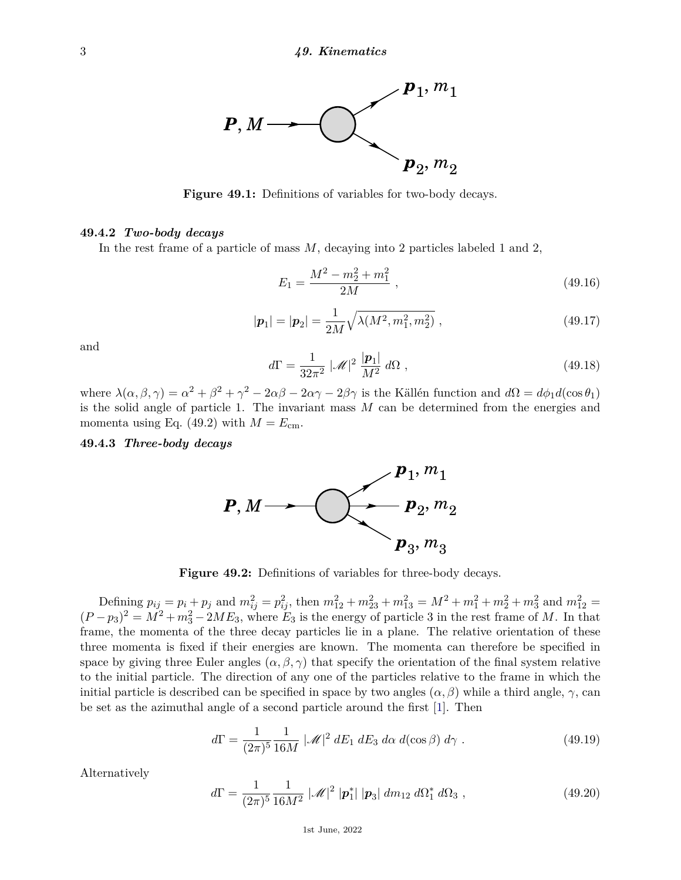Figure 49.1: Definitions of variables for two-body decays.

### 49.4.2 *Two-body decays*

In the rest frame of a particle of mass $M$, decaying into 2 particles labeled 1 and 2,

$$E_1 = \frac{M^2 - m_2^2 + m_1^2}{2M} \ , \tag{49.16}$$

$$|\boldsymbol{p}_1| = |\boldsymbol{p}_2| = \frac{1}{2M}\sqrt{\lambda(M^2, m_1^2, m_2^2)} \ , \tag{49.17}$$

and

$$d\Gamma = \frac{1}{32\pi^2} \ |\mathscr{M}|^2 \ \frac{|\boldsymbol{p}_1|}{M^2} \ d\Omega \ , \tag{49.18}$$

where $\lambda(\alpha, \beta, \gamma) = \alpha^2 + \beta^2 + \gamma^2 - 2\alpha\beta - 2\alpha\gamma - 2\beta\gamma$ is the Källén function and $d\Omega = d\phi_1 d(\cos\theta_1)$ is the solid angle of particle 1. The invariant mass $M$ can be determined from the energies and momenta using Eq. (49.2) with $M = E_{\rm cm}$.

### 49.4.3 *Three-body decays*

Figure 49.2: Definitions of variables for three-body decays.

Defining $p_{ij} = p_i + p_j$ and $m_{ij}^2 = p_{ij}^2$, then $m_{12}^2 + m_{23}^2 + m_{13}^2 = M^2 + m_1^2 + m_2^2 + m_3^2$ and $m_{12}^2 = (P - p_3)^2 = M^2 + m_3^2 - 2ME_3$, where $E_3$ is the energy of particle 3 in the rest frame of $M$. In that frame, the momenta of the three decay particles lie in a plane. The relative orientation of these three momenta is fixed if their energies are known. The momenta can therefore be specified in space by giving three Euler angles $(\alpha, \beta, \gamma)$ that specify the orientation of the final system relative to the initial particle. The direction of any one of the particles relative to the frame in which the initial particle is described can be specified in space by two angles $(\alpha, \beta)$ while a third angle, $\gamma$, can be set as the azimuthal angle of a second particle around the first [1]. Then

$$d\Gamma = \frac{1}{(2\pi)^5} \frac{1}{16M} \ |\mathscr{M}|^2 \ dE_1 \ dE_3 \ d\alpha \ d(\cos\beta) \ d\gamma \ . \tag{49.19}$$

Alternatively

$$d\Gamma = \frac{1}{(2\pi)^5} \frac{1}{16M^2} \ |\mathscr{M}|^2 \ |\boldsymbol{p}_1^*| \ |\boldsymbol{p}_3| \ dm_{12} \ d\Omega_1^* \ d\Omega_3 \ , \tag{49.20}$$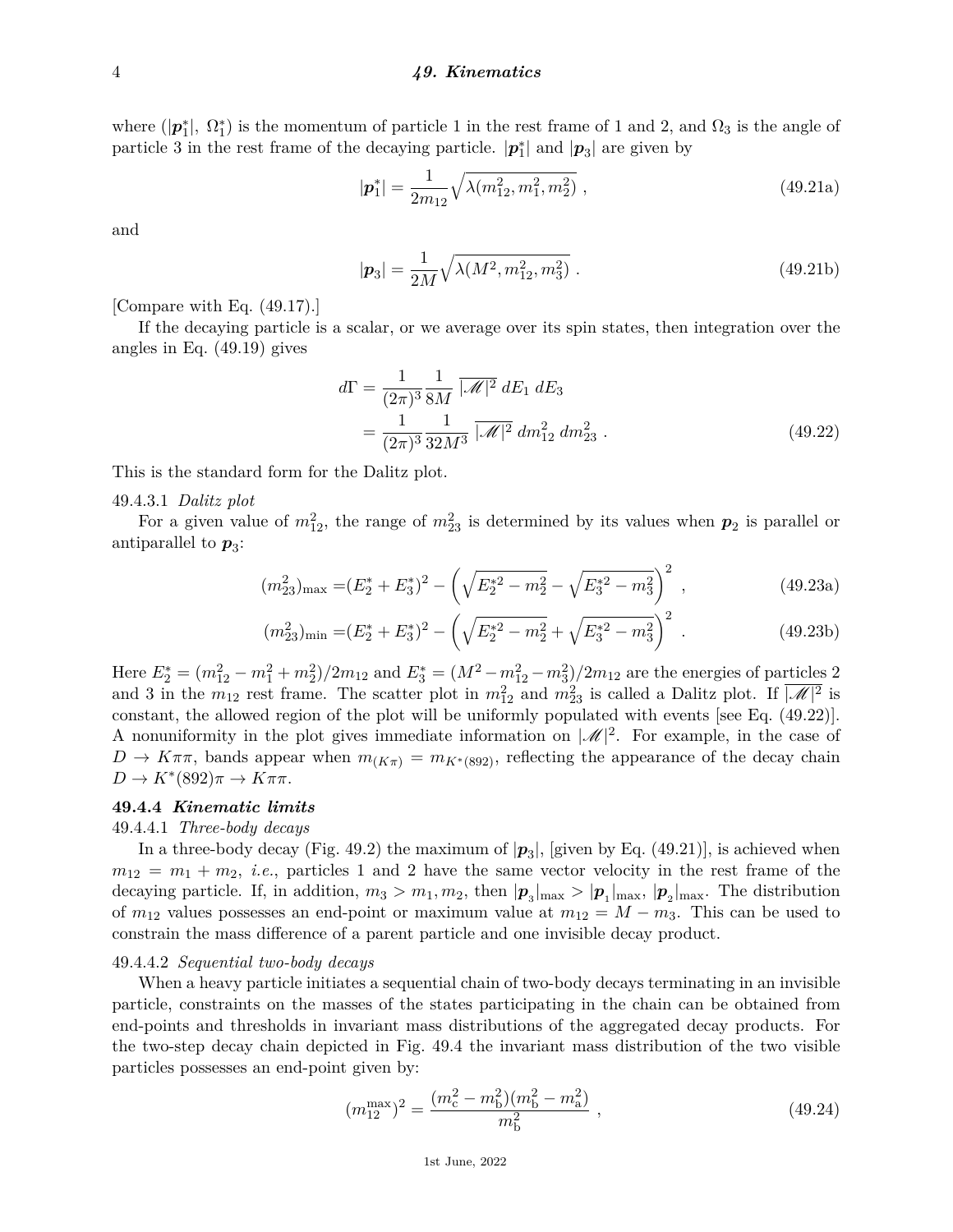where $(|\boldsymbol{p}_1^*|,\ \Omega_1^*)$ is the momentum of particle 1 in the rest frame of 1 and 2, and $\Omega_3$ is the angle of particle 3 in the rest frame of the decaying particle. $|\boldsymbol{p}_1^*|$ and $|\boldsymbol{p}_3|$ are given by

$$|\boldsymbol{p}_1^*| = \frac{1}{2m_{12}}\sqrt{\lambda(m_{12}^2, m_1^2, m_2^2)}\ , \tag{49.21a}$$

and

$$|\boldsymbol{p}_3| = \frac{1}{2M}\sqrt{\lambda(M^2, m_{12}^2, m_3^2)}\ . \tag{49.21b}$$

[Compare with Eq. (49.17).]

If the decaying particle is a scalar, or we average over its spin states, then integration over the angles in Eq. (49.19) gives

$$\begin{aligned} d\Gamma &= \frac{1}{(2\pi)^3}\frac{1}{8M}\ \overline{|\mathscr{M}|^2}\ dE_1\ dE_3 \\ &= \frac{1}{(2\pi)^3}\frac{1}{32M^3}\ \overline{|\mathscr{M}|^2}\ dm_{12}^2\ dm_{23}^2\ . \end{aligned} \tag{49.22}$$

This is the standard form for the Dalitz plot.

49.4.3.1 *Dalitz plot*

For a given value of $m_{12}^2$, the range of $m_{23}^2$ is determined by its values when $\boldsymbol{p}_2$ is parallel or antiparallel to $\boldsymbol{p}_3$:

$$(m_{23}^2)_{\max} = (E_2^* + E_3^*)^2 - \left(\sqrt{E_2^{*2} - m_2^2} - \sqrt{E_3^{*2} - m_3^2}\right)^2\ , \tag{49.23a}$$

$$(m_{23}^2)_{\min} = (E_2^* + E_3^*)^2 - \left(\sqrt{E_2^{*2} - m_2^2} + \sqrt{E_3^{*2} - m_3^2}\right)^2\ . \tag{49.23b}$$

Here $E_2^* = (m_{12}^2 - m_1^2 + m_2^2)/2m_{12}$ and $E_3^* = (M^2 - m_{12}^2 - m_3^2)/2m_{12}$ are the energies of particles 2 and 3 in the $m_{12}$ rest frame. The scatter plot in $m_{12}^2$ and $m_{23}^2$ is called a Dalitz plot. If $\overline{|\mathscr{M}|^2}$ is constant, the allowed region of the plot will be uniformly populated with events [see Eq. (49.22)]. A nonuniformity in the plot gives immediate information on $|\mathscr{M}|^2$. For example, in the case of $D \to K\pi\pi$, bands appear when $m_{(K\pi)} = m_{K^*(892)}$, reflecting the appearance of the decay chain $D \to K^*(892)\pi \to K\pi\pi$.

### 49.4.4 *Kinematic limits*

49.4.4.1 *Three-body decays*

In a three-body decay (Fig. 49.2) the maximum of $|\boldsymbol{p}_3|$, [given by Eq. (49.21)], is achieved when $m_{12} = m_1 + m_2$, *i.e.*, particles 1 and 2 have the same vector velocity in the rest frame of the decaying particle. If, in addition, $m_3 > m_1, m_2$, then $|\boldsymbol{p}_3|_{\max} > |\boldsymbol{p}_1|_{\max}$, $|\boldsymbol{p}_2|_{\max}$. The distribution of $m_{12}$ values possesses an end-point or maximum value at $m_{12} = M - m_3$. This can be used to constrain the mass difference of a parent particle and one invisible decay product.

49.4.4.2 *Sequential two-body decays*

When a heavy particle initiates a sequential chain of two-body decays terminating in an invisible particle, constraints on the masses of the states participating in the chain can be obtained from end-points and thresholds in invariant mass distributions of the aggregated decay products. For the two-step decay chain depicted in Fig. 49.4 the invariant mass distribution of the two visible particles possesses an end-point given by:

$$(m_{12}^{\max})^2 = \frac{(m_{\rm c}^2 - m_{\rm b}^2)(m_{\rm b}^2 - m_{\rm a}^2)}{m_{\rm b}^2}\ , \tag{49.24}$$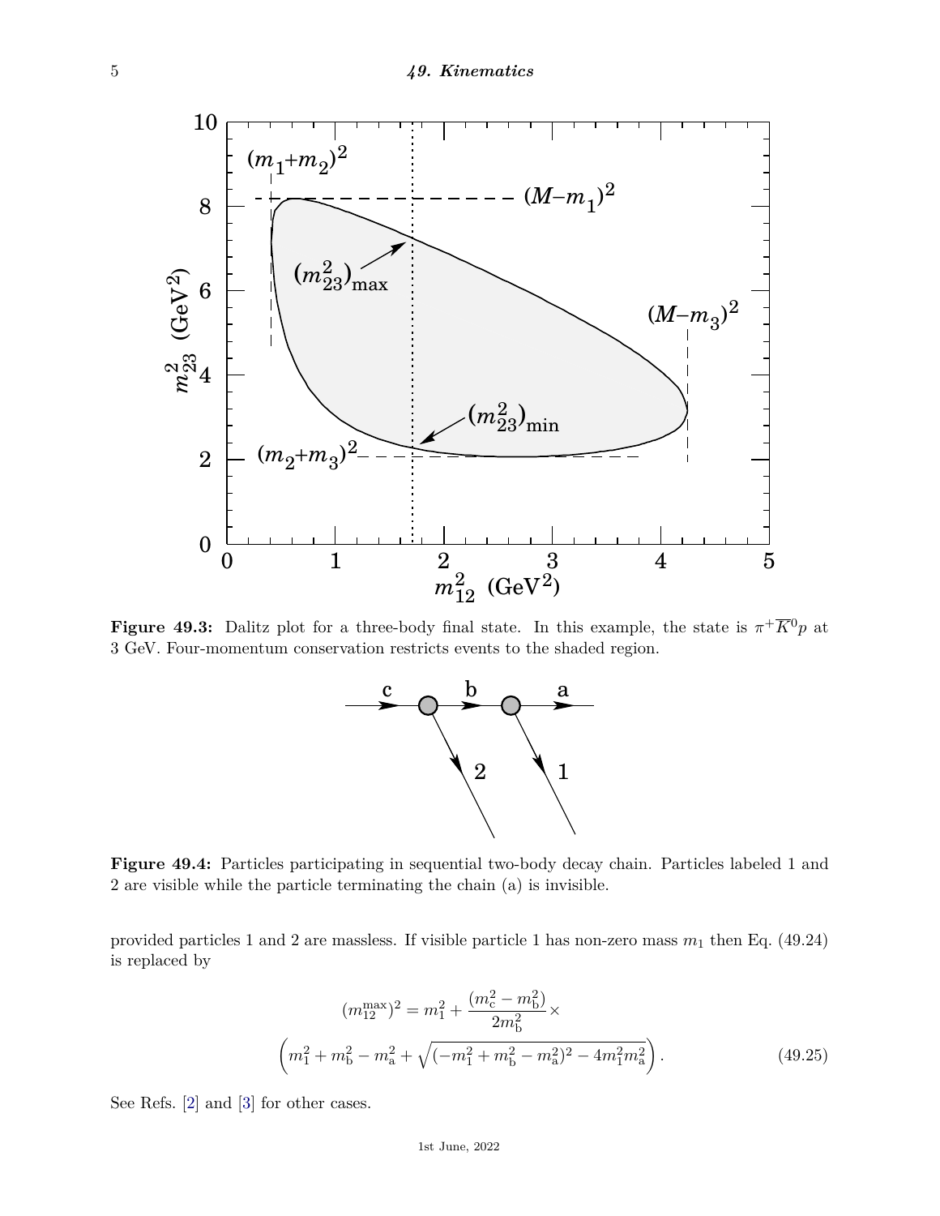**Figure 49.3:** Dalitz plot for a three-body final state. In this example, the state is $\pi^+\overline{K}^0 p$ at 3 GeV. Four-momentum conservation restricts events to the shaded region.

**Figure 49.4:** Particles participating in sequential two-body decay chain. Particles labeled 1 and 2 are visible while the particle terminating the chain (a) is invisible.

provided particles 1 and 2 are massless. If visible particle 1 has non-zero mass $m_1$ then Eq. (49.24) is replaced by

$$(m_{12}^{\max})^2 = m_1^2 + \frac{(m_{\rm c}^2 - m_{\rm b}^2)}{2m_{\rm b}^2} \times \left( m_1^2 + m_{\rm b}^2 - m_{\rm a}^2 + \sqrt{(-m_1^2 + m_{\rm b}^2 - m_{\rm a}^2)^2 - 4m_1^2 m_{\rm a}^2} \right) . \tag{49.25}$$

See Refs. [2] and [3] for other cases.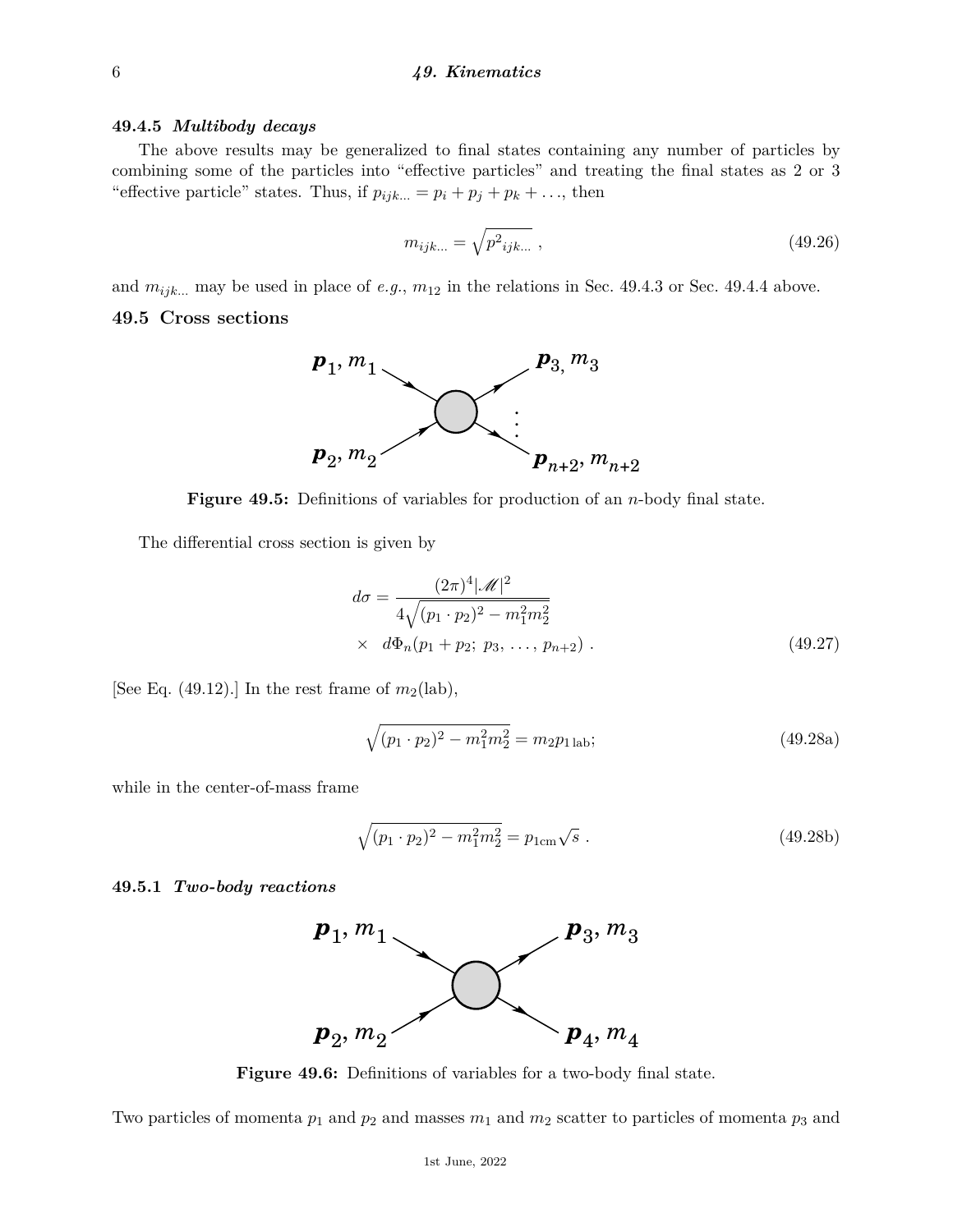### 49.4.5 *Multibody decays*

The above results may be generalized to final states containing any number of particles by combining some of the particles into "effective particles" and treating the final states as 2 or 3 "effective particle" states. Thus, if $p_{ijk\ldots} = p_i + p_j + p_k + \ldots$, then

$$m_{ijk\ldots} = \sqrt{p^2{}_{ijk\ldots}} \; , \tag{49.26}$$

and $m_{ijk\ldots}$ may be used in place of *e.g.*, $m_{12}$ in the relations in Sec. 49.4.3 or Sec. 49.4.4 above.

## 49.5 Cross sections

**Figure 49.5:** Definitions of variables for production of an $n$-body final state.

The differential cross section is given by

$$d\sigma = \frac{(2\pi)^4 |\mathscr{M}|^2}{4\sqrt{(p_1 \cdot p_2)^2 - m_1^2 m_2^2}} \times \; d\Phi_n(p_1 + p_2;\; p_3, \, \ldots, \, p_{n+2}) \; . \tag{49.27}$$

[See Eq. (49.12).] In the rest frame of $m_2$(lab),

$$\sqrt{(p_1 \cdot p_2)^2 - m_1^2 m_2^2} = m_2 p_{1\,\text{lab}}; \tag{49.28a}$$

while in the center-of-mass frame

$$\sqrt{(p_1 \cdot p_2)^2 - m_1^2 m_2^2} = p_{1\text{cm}} \sqrt{s} \; . \tag{49.28b}$$

### 49.5.1 *Two-body reactions*

**Figure 49.6:** Definitions of variables for a two-body final state.

Two particles of momenta $p_1$ and $p_2$ and masses $m_1$ and $m_2$ scatter to particles of momenta $p_3$ and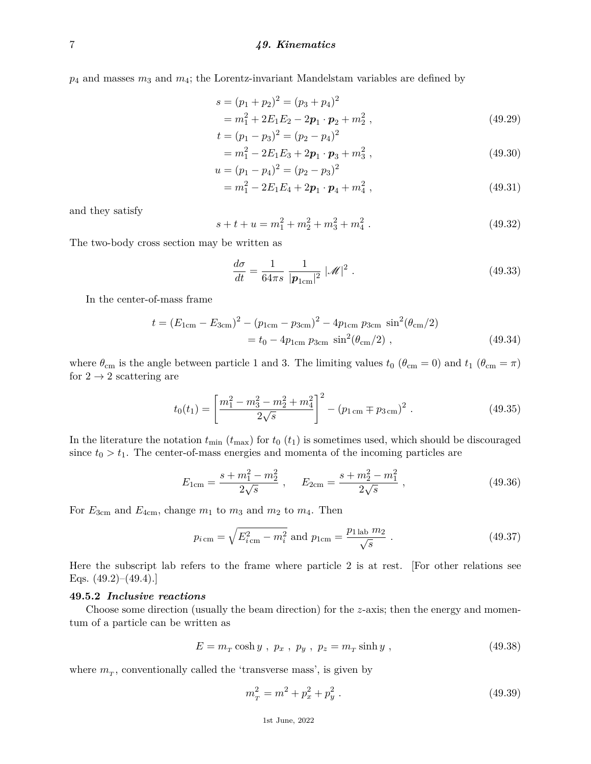$p_4$ and masses $m_3$ and $m_4$; the Lorentz-invariant Mandelstam variables are defined by

$$
\begin{aligned}
s &= (p_1 + p_2)^2 = (p_3 + p_4)^2 \\
&= m_1^2 + 2E_1E_2 - 2\boldsymbol{p}_1 \cdot \boldsymbol{p}_2 + m_2^2 \ , \qquad (49.29) \\
t &= (p_1 - p_3)^2 = (p_2 - p_4)^2 \\
&= m_1^2 - 2E_1E_3 + 2\boldsymbol{p}_1 \cdot \boldsymbol{p}_3 + m_3^2 \ , \qquad (49.30) \\
u &= (p_1 - p_4)^2 = (p_2 - p_3)^2 \\
&= m_1^2 - 2E_1E_4 + 2\boldsymbol{p}_1 \cdot \boldsymbol{p}_4 + m_4^2 \ , \qquad (49.31)
\end{aligned}
$$

and they satisfy

$$
s + t + u = m_1^2 + m_2^2 + m_3^2 + m_4^2 \ . \qquad (49.32)
$$

The two-body cross section may be written as

$$
\frac{d\sigma}{dt} = \frac{1}{64\pi s} \, \frac{1}{|\boldsymbol{p}_{1\text{cm}}|^2} \, |\mathscr{M}|^2 \ . \qquad (49.33)
$$

In the center-of-mass frame

$$
\begin{aligned}
t &= (E_{1\text{cm}} - E_{3\text{cm}})^2 - (p_{1\text{cm}} - p_{3\text{cm}})^2 - 4p_{1\text{cm}}\, p_{3\text{cm}} \, \sin^2(\theta_{\text{cm}}/2) \\
&= t_0 - 4p_{1\text{cm}}\, p_{3\text{cm}} \, \sin^2(\theta_{\text{cm}}/2) \ , \qquad (49.34)
\end{aligned}
$$

where $\theta_{\text{cm}}$ is the angle between particle 1 and 3. The limiting values $t_0$ ($\theta_{\text{cm}} = 0$) and $t_1$ ($\theta_{\text{cm}} = \pi$) for $2 \to 2$ scattering are

$$
t_0(t_1) = \left[ \frac{m_1^2 - m_3^2 - m_2^2 + m_4^2}{2\sqrt{s}} \right]^2 - (p_{1\,\text{cm}} \mp p_{3\,\text{cm}})^2 \ . \qquad (49.35)
$$

In the literature the notation $t_{\text{min}}$ ($t_{\text{max}}$) for $t_0$ ($t_1$) is sometimes used, which should be discouraged since $t_0 > t_1$. The center-of-mass energies and momenta of the incoming particles are

$$
E_{1\text{cm}} = \frac{s + m_1^2 - m_2^2}{2\sqrt{s}} \ , \qquad E_{2\text{cm}} = \frac{s + m_2^2 - m_1^2}{2\sqrt{s}} \ , \qquad (49.36)
$$

For $E_{3\text{cm}}$ and $E_{4\text{cm}}$, change $m_1$ to $m_3$ and $m_2$ to $m_4$. Then

$$
p_{i\,\text{cm}} = \sqrt{E_{i\,\text{cm}}^2 - m_i^2} \text{ and } p_{1\text{cm}} = \frac{p_{1\,\text{lab}}\, m_2}{\sqrt{s}} \ . \qquad (49.37)
$$

Here the subscript lab refers to the frame where particle 2 is at rest. [For other relations see Eqs. (49.2)–(49.4).]

### 49.5.2 *Inclusive reactions*

Choose some direction (usually the beam direction) for the $z$-axis; then the energy and momentum of a particle can be written as

$$
E = m_T \cosh y \ , \ p_x \ , \ p_y \ , \ p_z = m_T \sinh y \ , \qquad (49.38)
$$

where $m_T$, conventionally called the 'transverse mass', is given by

$$
m_T^2 = m^2 + p_x^2 + p_y^2 \ . \qquad (49.39)
$$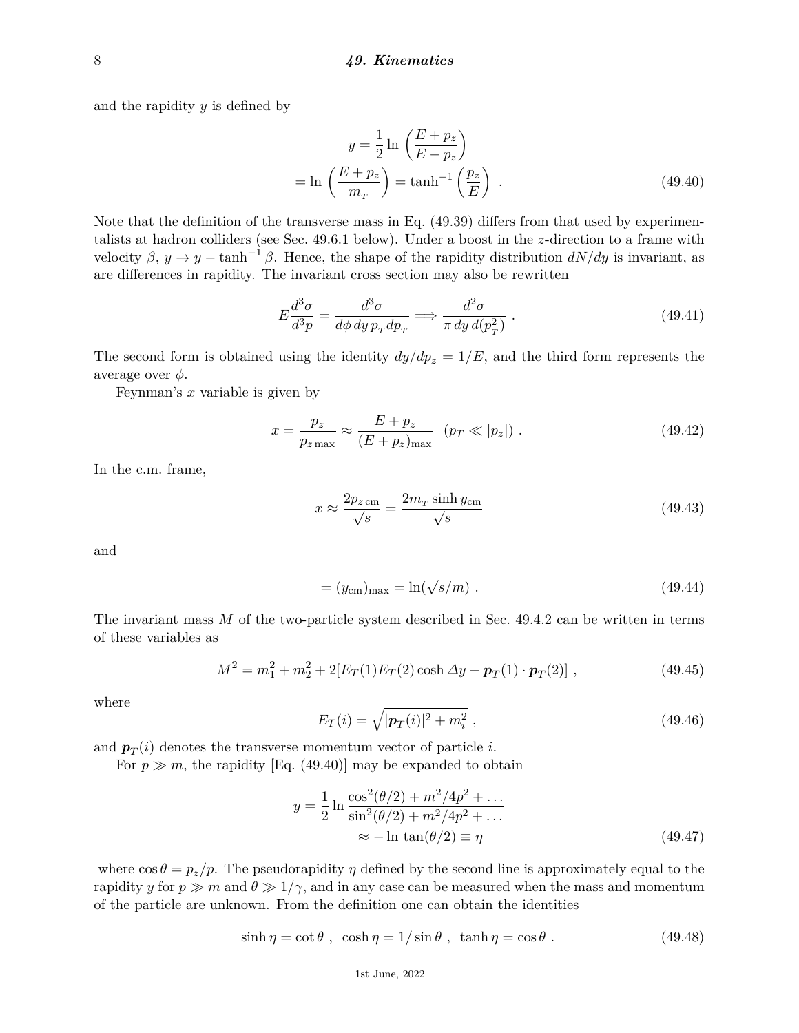and the rapidity $y$ is defined by

$$y = \frac{1}{2} \ln \left( \frac{E + p_z}{E - p_z} \right)$$
$$= \ln \left( \frac{E + p_z}{m_T} \right) = \tanh^{-1} \left( \frac{p_z}{E} \right) \ . \tag{49.40}$$

Note that the definition of the transverse mass in Eq. (49.39) differs from that used by experimentalists at hadron colliders (see Sec. 49.6.1 below). Under a boost in the $z$-direction to a frame with velocity $\beta$, $y \to y - \tanh^{-1}\beta$. Hence, the shape of the rapidity distribution $dN/dy$ is invariant, as are differences in rapidity. The invariant cross section may also be rewritten

$$E\frac{d^3\sigma}{d^3p} = \frac{d^3\sigma}{d\phi\, dy\, p_T dp_T} \Longrightarrow \frac{d^2\sigma}{\pi\, dy\, d(p_T^2)} \ . \tag{49.41}$$

The second form is obtained using the identity $dy/dp_z = 1/E$, and the third form represents the average over $\phi$.

Feynman's $x$ variable is given by

$$x = \frac{p_z}{p_{z\,\max}} \approx \frac{E + p_z}{(E + p_z)_{\max}} \quad (p_T \ll |p_z|) \ . \tag{49.42}$$

In the c.m. frame,

$$x \approx \frac{2p_{z\,\mathrm{cm}}}{\sqrt{s}} = \frac{2m_T \sinh y_{\mathrm{cm}}}{\sqrt{s}} \tag{49.43}$$

and

$$= (y_{\mathrm{cm}})_{\max} = \ln(\sqrt{s}/m) \ . \tag{49.44}$$

The invariant mass $M$ of the two-particle system described in Sec. 49.4.2 can be written in terms of these variables as

$$M^2 = m_1^2 + m_2^2 + 2[E_T(1)E_T(2)\cosh \Delta y - \boldsymbol{p}_T(1) \cdot \boldsymbol{p}_T(2)] \ , \tag{49.45}$$

where

$$E_T(i) = \sqrt{|\boldsymbol{p}_T(i)|^2 + m_i^2} \ , \tag{49.46}$$

and $\boldsymbol{p}_T(i)$ denotes the transverse momentum vector of particle $i$.

For $p \gg m$, the rapidity [Eq. (49.40)] may be expanded to obtain

$$y = \frac{1}{2} \ln \frac{\cos^2(\theta/2) + m^2/4p^2 + \ldots}{\sin^2(\theta/2) + m^2/4p^2 + \ldots}$$
$$\approx -\ln \tan(\theta/2) \equiv \eta \tag{49.47}$$

where $\cos\theta = p_z/p$. The pseudorapidity $\eta$ defined by the second line is approximately equal to the rapidity $y$ for $p \gg m$ and $\theta \gg 1/\gamma$, and in any case can be measured when the mass and momentum of the particle are unknown. From the definition one can obtain the identities

$$\sinh \eta = \cot \theta \ , \ \ \cosh \eta = 1/\sin \theta \ , \ \ \tanh \eta = \cos \theta \ . \tag{49.48}$$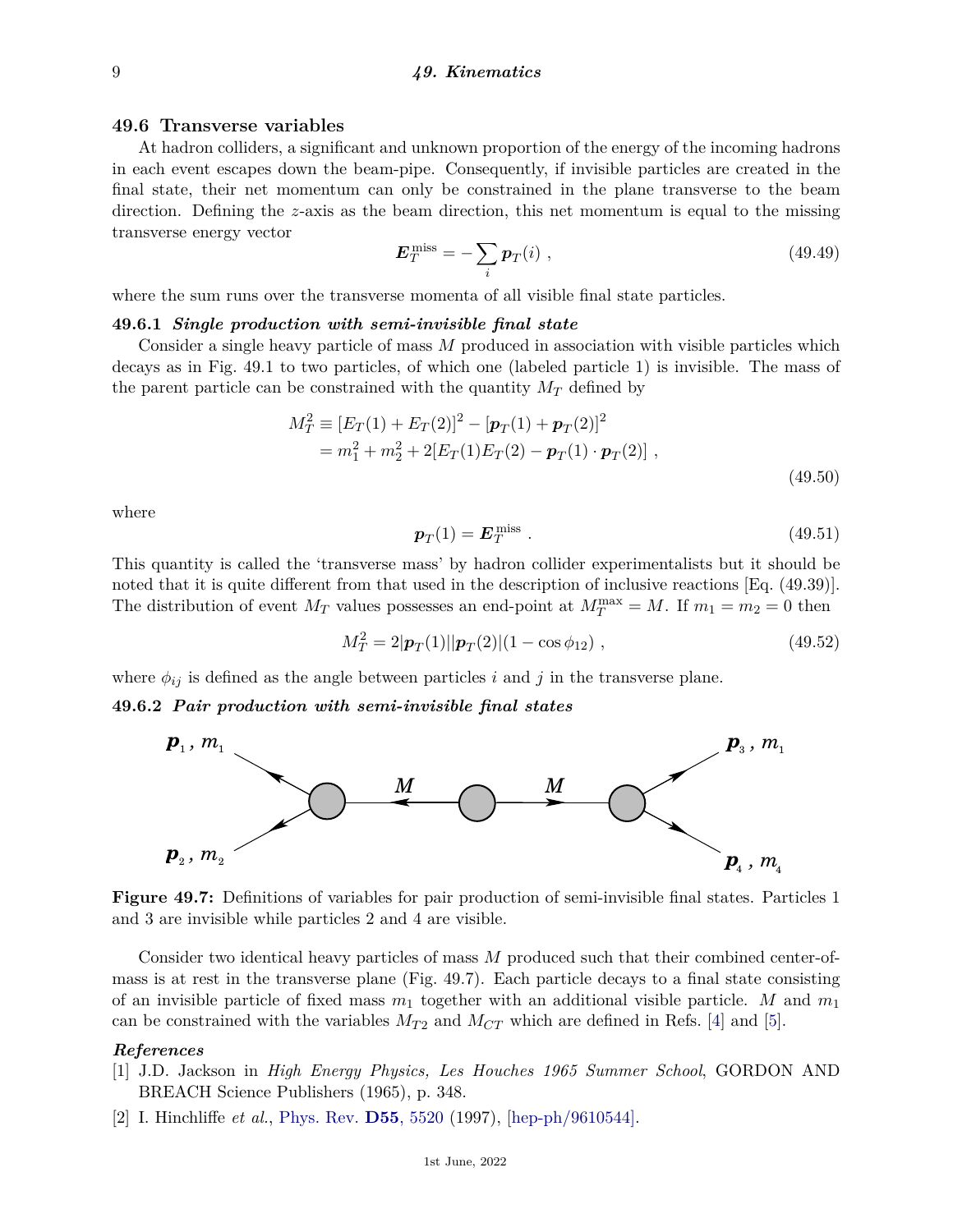## 49.6 Transverse variables

At hadron colliders, a significant and unknown proportion of the energy of the incoming hadrons in each event escapes down the beam-pipe. Consequently, if invisible particles are created in the final state, their net momentum can only be constrained in the plane transverse to the beam direction. Defining the $z$-axis as the beam direction, this net momentum is equal to the missing transverse energy vector

$$\boldsymbol{E}_T^{\text{miss}} = -\sum_i \boldsymbol{p}_T(i) \; , \tag{49.49}$$

where the sum runs over the transverse momenta of all visible final state particles.

### 49.6.1 *Single production with semi-invisible final state*

Consider a single heavy particle of mass $M$ produced in association with visible particles which decays as in Fig. 49.1 to two particles, of which one (labeled particle 1) is invisible. The mass of the parent particle can be constrained with the quantity $M_T$ defined by

$$\begin{aligned} M_T^2 &\equiv [E_T(1) + E_T(2)]^2 - [\boldsymbol{p}_T(1) + \boldsymbol{p}_T(2)]^2 \\ &= m_1^2 + m_2^2 + 2[E_T(1)E_T(2) - \boldsymbol{p}_T(1) \cdot \boldsymbol{p}_T(2)] \; , \end{aligned} \tag{49.50}$$

where

$$\boldsymbol{p}_T(1) = \boldsymbol{E}_T^{\text{miss}} \; . \tag{49.51}$$

This quantity is called the 'transverse mass' by hadron collider experimentalists but it should be noted that it is quite different from that used in the description of inclusive reactions [Eq. (49.39)]. The distribution of event $M_T$ values possesses an end-point at $M_T^{\max} = M$. If $m_1 = m_2 = 0$ then

$$M_T^2 = 2|\boldsymbol{p}_T(1)||\boldsymbol{p}_T(2)|(1 - \cos\phi_{12}) \; , \tag{49.52}$$

where $\phi_{ij}$ is defined as the angle between particles $i$ and $j$ in the transverse plane.

### 49.6.2 *Pair production with semi-invisible final states*

**Figure 49.7:** Definitions of variables for pair production of semi-invisible final states. Particles 1 and 3 are invisible while particles 2 and 4 are visible.

Consider two identical heavy particles of mass $M$ produced such that their combined center-of-mass is at rest in the transverse plane (Fig. 49.7). Each particle decays to a final state consisting of an invisible particle of fixed mass $m_1$ together with an additional visible particle. $M$ and $m_1$ can be constrained with the variables $M_{T2}$ and $M_{CT}$ which are defined in Refs. [4] and [5].

#### *References*

[1] J.D. Jackson in *High Energy Physics, Les Houches 1965 Summer School*, GORDON AND BREACH Science Publishers (1965), p. 348.

[2] I. Hinchliffe *et al.*, Phys. Rev. **D55**, 5520 (1997), [hep-ph/9610544].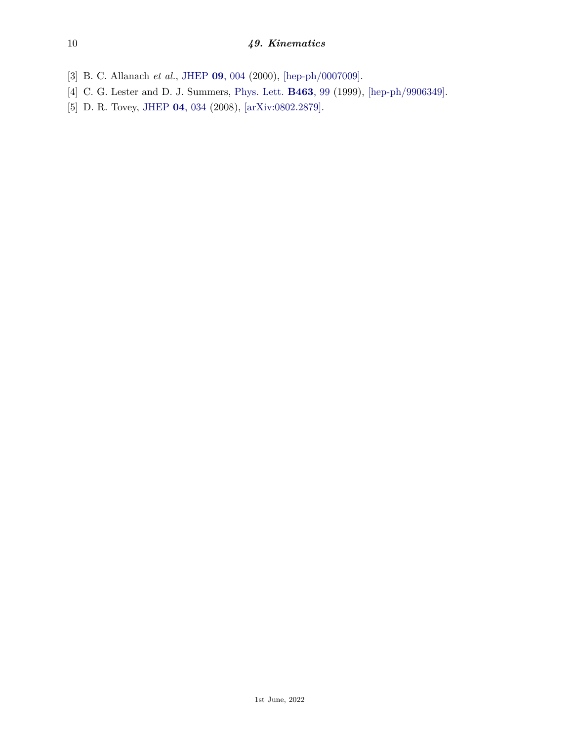[3] B. C. Allanach *et al.*, JHEP **09**, 004 (2000), [hep-ph/0007009].

[4] C. G. Lester and D. J. Summers, Phys. Lett. **B463**, 99 (1999), [hep-ph/9906349].

[5] D. R. Tovey, JHEP **04**, 034 (2008), [arXiv:0802.2879].